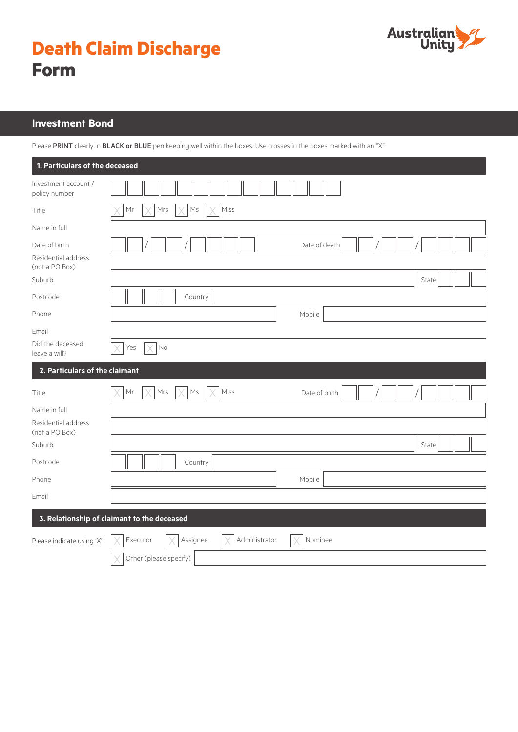# Death Claim Discharge Form

Australian Unity

## Investment Bond

Please **PRINT** clearly in **BLACK or BLUE** pen keeping well within the boxes. Use crosses in the boxes marked with an "X".

### 1. Particulars of the deceased

Investment account / policy number

Title ☐ Mr ☐ Mrs ☐ Ms ☐ Miss

Name in full

Date of birth \_\_ / \_\_ / \_\_\_\_ Date of death \_\_ / \_\_ / \_\_\_\_

Residential address (not a PO Box)

Suburb State

Postcode Country

Phone Mobile

Email

Did the deceased leave a will? ☐ Yes ☐ No

### 2. Particulars of the claimant

Title ☐ Mr ☐ Mrs ☐ Ms ☐ Miss Date of birth \_\_ / \_\_ / \_\_\_\_

Name in full

Residential address (not a PO Box)

Suburb State

Postcode Country

Phone Mobile

Email

### 3. Relationship of claimant to the deceased

Please indicate using 'X' ☐ Executor ☐ Assignee ☐ Administrator ☐ Nominee

☐ Other (please specify)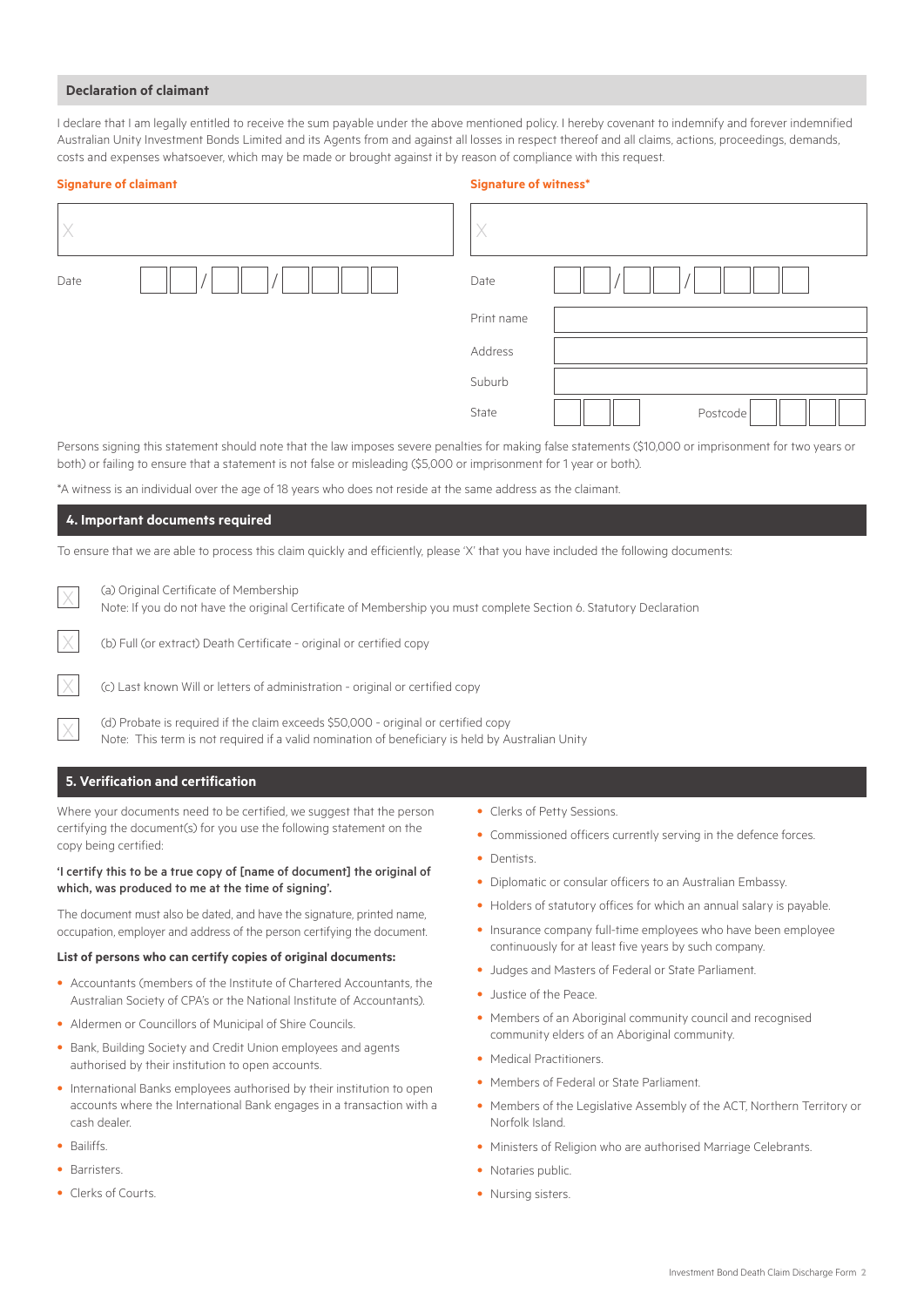## Declaration of claimant

I declare that I am legally entitled to receive the sum payable under the above mentioned policy. I hereby covenant to indemnify and forever indemnified Australian Unity Investment Bonds Limited and its Agents from and against all losses in respect thereof and all claims, actions, proceedings, demands, costs and expenses whatsoever, which may be made or brought against it by reason of compliance with this request.

**Signature of claimant**

X

Date ___ ___ / ___ ___ / ___ ___ ___ ___

**Signature of witness***

X

Date ___ ___ / ___ ___ / ___ ___ ___ ___

Print name

Address

Suburb

State ___ ___ ___ Postcode ___ ___ ___ ___

Persons signing this statement should note that the law imposes severe penalties for making false statements ($10,000 or imprisonment for two years or both) or failing to ensure that a statement is not false or misleading ($5,000 or imprisonment for 1 year or both).

*A witness is an individual over the age of 18 years who does not reside at the same address as the claimant.

## 4. Important documents required

To ensure that we are able to process this claim quickly and efficiently, please 'X' that you have included the following documents:

- [ ] (a) Original Certificate of Membership
  Note: If you do not have the original Certificate of Membership you must complete Section 6. Statutory Declaration
- [ ] (b) Full (or extract) Death Certificate - original or certified copy
- [ ] (c) Last known Will or letters of administration - original or certified copy
- [ ] (d) Probate is required if the claim exceeds $50,000 - original or certified copy
  Note: This term is not required if a valid nomination of beneficiary is held by Australian Unity

## 5. Verification and certification

Where your documents need to be certified, we suggest that the person certifying the document(s) for you use the following statement on the copy being certified:

**'I certify this to be a true copy of [name of document] the original of which, was produced to me at the time of signing'.**

The document must also be dated, and have the signature, printed name, occupation, employer and address of the person certifying the document.

**List of persons who can certify copies of original documents:**

- Accountants (members of the Institute of Chartered Accountants, the Australian Society of CPA's or the National Institute of Accountants).
- Aldermen or Councillors of Municipal of Shire Councils.
- Bank, Building Society and Credit Union employees and agents authorised by their institution to open accounts.
- International Banks employees authorised by their institution to open accounts where the International Bank engages in a transaction with a cash dealer.
- Bailiffs.
- Barristers.
- Clerks of Courts.
- Clerks of Petty Sessions.
- Commissioned officers currently serving in the defence forces.
- Dentists.
- Diplomatic or consular officers to an Australian Embassy.
- Holders of statutory offices for which an annual salary is payable.
- Insurance company full-time employees who have been employee continuously for at least five years by such company.
- Judges and Masters of Federal or State Parliament.
- Justice of the Peace.
- Members of an Aboriginal community council and recognised community elders of an Aboriginal community.
- Medical Practitioners.
- Members of Federal or State Parliament.
- Members of the Legislative Assembly of the ACT, Northern Territory or Norfolk Island.
- Ministers of Religion who are authorised Marriage Celebrants.
- Notaries public.
- Nursing sisters.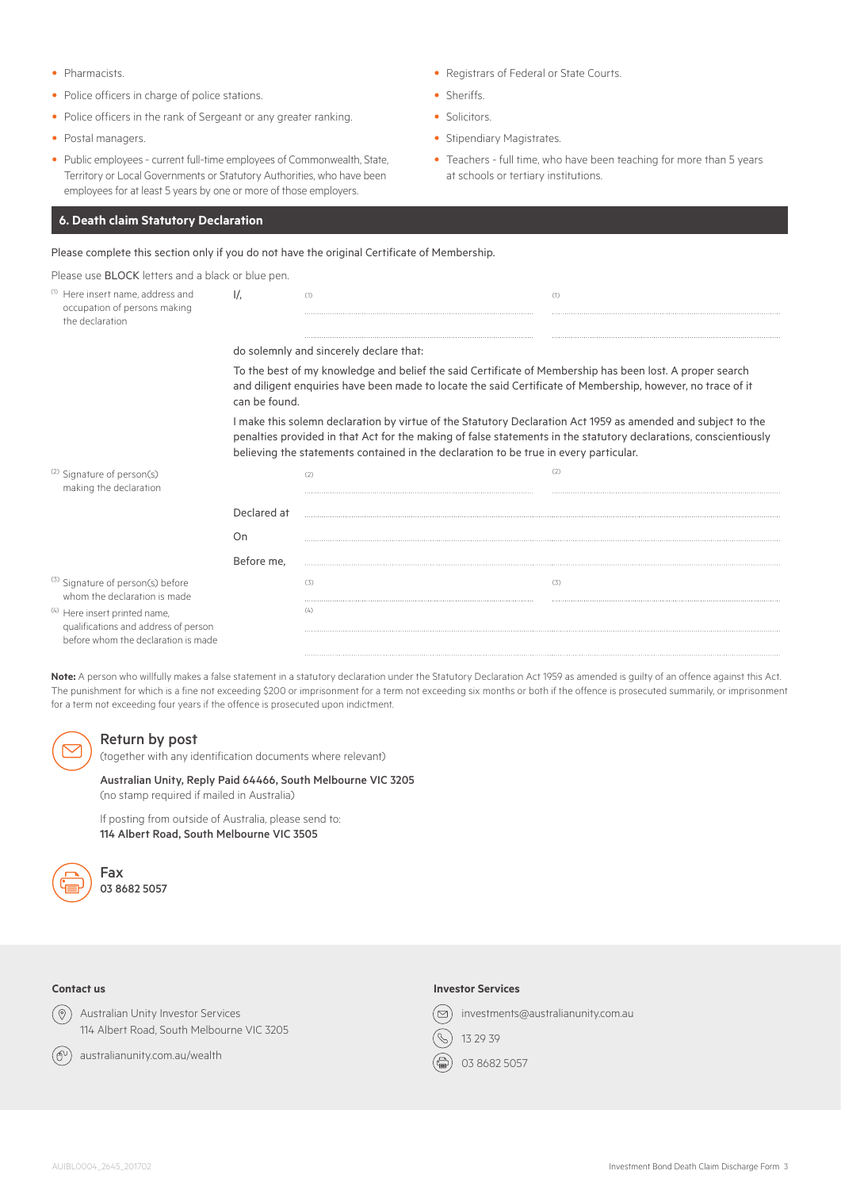- Pharmacists.
- Police officers in charge of police stations.
- Police officers in the rank of Sergeant or any greater ranking.
- Postal managers.
- Public employees - current full-time employees of Commonwealth, State, Territory or Local Governments or Statutory Authorities, who have been employees for at least 5 years by one or more of those employers.
- Registrars of Federal or State Courts.
- Sheriffs.
- Solicitors.
- Stipendiary Magistrates.
- Teachers - full time, who have been teaching for more than 5 years at schools or tertiary institutions.

## 6. Death claim Statutory Declaration

Please complete this section only if you do not have the original Certificate of Membership.

Please use BLOCK letters and a black or blue pen.

(1) Here insert name, address and occupation of persons making the declaration

I/, (1) .................................................... (1) ....................................................

do solemnly and sincerely declare that:

To the best of my knowledge and belief the said Certificate of Membership has been lost. A proper search and diligent enquiries have been made to locate the said Certificate of Membership, however, no trace of it can be found.

I make this solemn declaration by virtue of the Statutory Declaration Act 1959 as amended and subject to the penalties provided in that Act for the making of false statements in the statutory declarations, conscientiously believing the statements contained in the declaration to be true in every particular.

(2) Signature of person(s) making the declaration

(2) .................................................... (2) ....................................................

Declared at ....................................................

On ....................................................

Before me, ....................................................

(3) Signature of person(s) before whom the declaration is made

(3) .................................................... (3) ....................................................

(4) Here insert printed name, qualifications and address of person before whom the declaration is made

(4) ....................................................

**Note:** A person who willfully makes a false statement in a statutory declaration under the Statutory Declaration Act 1959 as amended is guilty of an offence against this Act. The punishment for which is a fine not exceeding $200 or imprisonment for a term not exceeding six months or both if the offence is prosecuted summarily, or imprisonment for a term not exceeding four years if the offence is prosecuted upon indictment.

### Return by post

(together with any identification documents where relevant)

**Australian Unity, Reply Paid 64466, South Melbourne VIC 3205**
(no stamp required if mailed in Australia)

If posting from outside of Australia, please send to:
**114 Albert Road, South Melbourne VIC 3505**

### Fax

**03 8682 5057**

**Contact us**

Australian Unity Investor Services
114 Albert Road, South Melbourne VIC 3205

australianunity.com.au/wealth

**Investor Services**

investments@australianunity.com.au

13 29 39

03 8682 5057

AUIBL0004_2645_201702